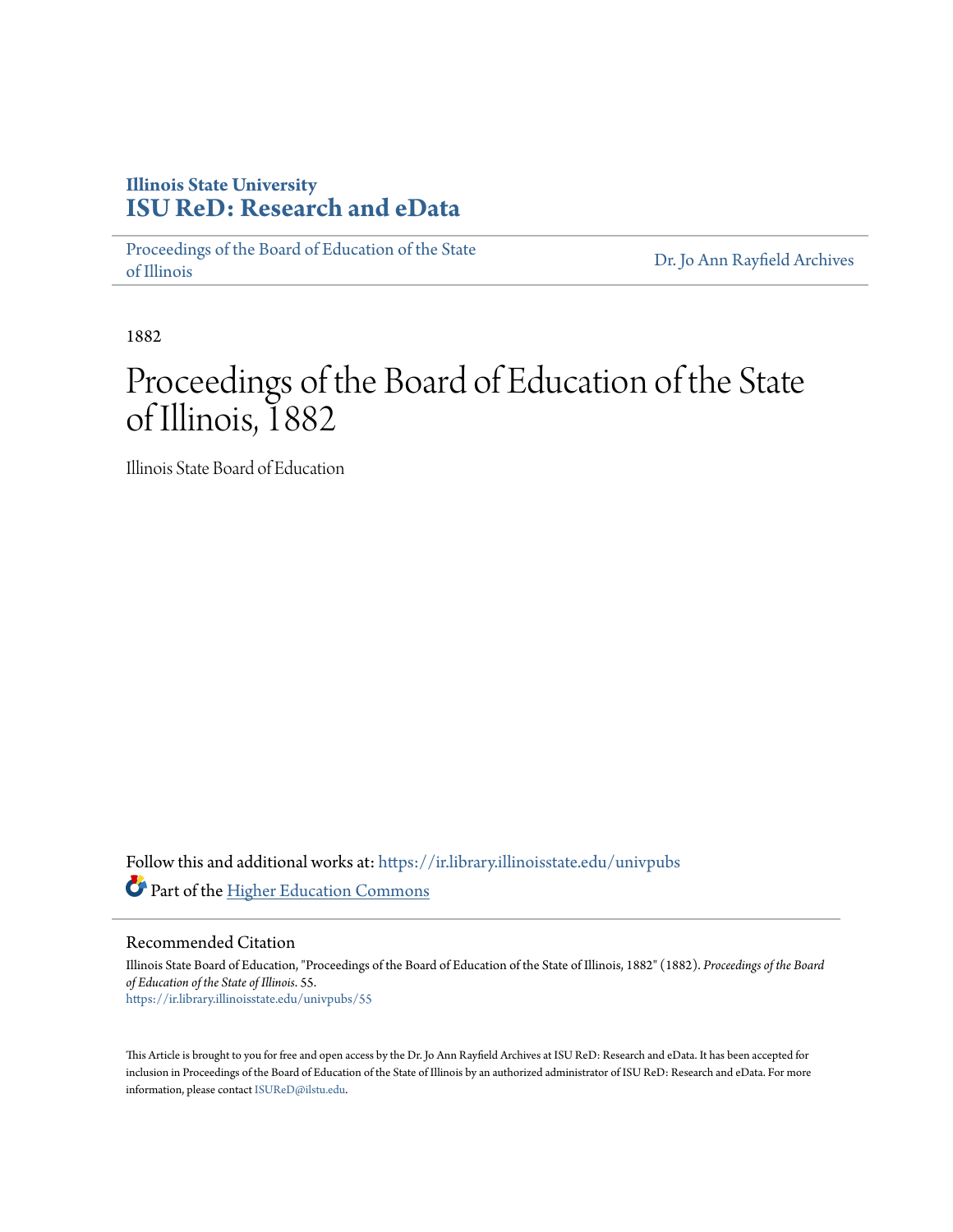# Illinois State University
# ISU ReD: Research and eData

Proceedings of the Board of Education of the State of Illinois

Dr. Jo Ann Rayfield Archives

1882

# Proceedings of the Board of Education of the State of Illinois, 1882

Illinois State Board of Education

Follow this and additional works at: https://ir.library.illinoisstate.edu/univpubs

Part of the Higher Education Commons

## Recommended Citation

Illinois State Board of Education, "Proceedings of the Board of Education of the State of Illinois, 1882" (1882). *Proceedings of the Board of Education of the State of Illinois*. 55.
https://ir.library.illinoisstate.edu/univpubs/55

This Article is brought to you for free and open access by the Dr. Jo Ann Rayfield Archives at ISU ReD: Research and eData. It has been accepted for inclusion in Proceedings of the Board of Education of the State of Illinois by an authorized administrator of ISU ReD: Research and eData. For more information, please contact ISUReD@ilstu.edu.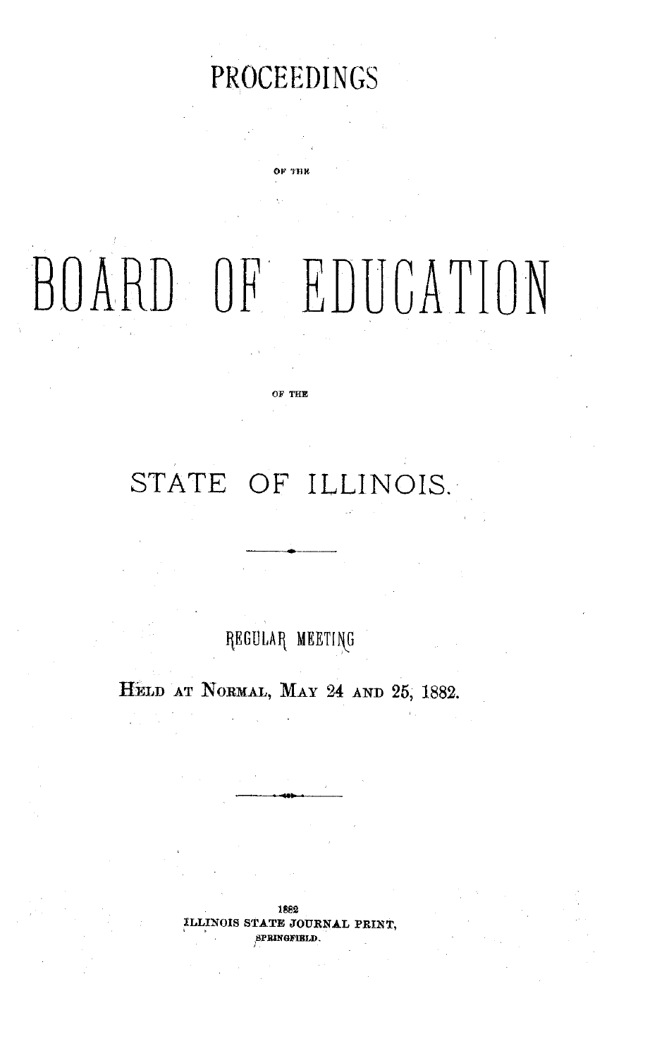# PROCEEDINGS

OF THE

# BOARD OF EDUCATION

OF THE

# STATE OF ILLINOIS.

REGULAR MEETING

HELD AT NORMAL, MAY 24 AND 25, 1882.

1882
ILLINOIS STATE JOURNAL PRINT,
SPRINGFIELD.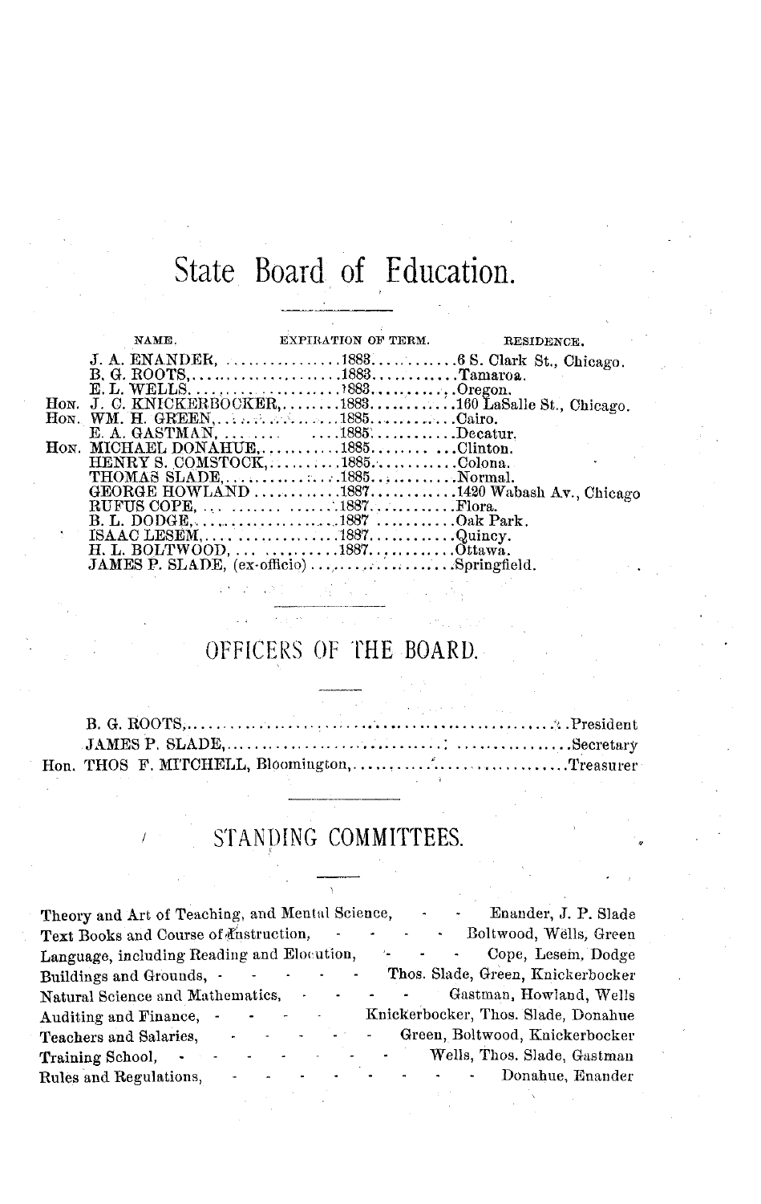# State Board of Education.

| | NAME. | EXPIRATION OF TERM. | RESIDENCE. |
|---|---|---|---|
| | J. A. ENANDER, | 1883 | 6 S. Clark St., Chicago. |
| | B. G. ROOTS, | 1883 | Tamaroa. |
| | E. L. WELLS, | 1883 | Oregon. |
| HON. | J. C. KNICKERBOCKER, | 1883 | 160 LaSalle St., Chicago. |
| HON. | WM. H. GREEN, | 1885 | Cairo. |
| | E. A. GASTMAN, | 1885 | Decatur. |
| HON. | MICHAEL DONAHUE, | 1885 | Clinton. |
| | HENRY S. COMSTOCK, | 1885 | Colona. |
| | THOMAS SLADE, | 1885 | Normal. |
| | GEORGE HOWLAND | 1887 | 1420 Wabash Av., Chicago |
| | RUFUS COPE, | 1887 | Flora. |
| | B. L. DODGE, | 1887 | Oak Park. |
| | ISAAC LESEM, | 1887 | Quincy. |
| | H. L. BOLTWOOD, | 1887 | Ottawa. |
| | JAMES P. SLADE, (ex-officio) | | Springfield. |

## OFFICERS OF THE BOARD.

B. G. ROOTS, ........................................ President

JAMES P. SLADE, ........................................ Secretary

Hon. THOS F. MITCHELL, Bloomington, ........................................ Treasurer

## STANDING COMMITTEES.

| Committee | Members |
|---|---|
| Theory and Art of Teaching, and Mental Science, | Enander, J. P. Slade |
| Text Books and Course of Instruction, | Boltwood, Wells, Green |
| Language, including Reading and Elocution, | Cope, Lesem, Dodge |
| Buildings and Grounds, | Thos. Slade, Green, Knickerbocker |
| Natural Science and Mathematics, | Gastman, Howland, Wells |
| Auditing and Finance, | Knickerbocker, Thos. Slade, Donahue |
| Teachers and Salaries, | Green, Boltwood, Knickerbocker |
| Training School, | Wells, Thos. Slade, Gastman |
| Rules and Regulations, | Donahue, Enander |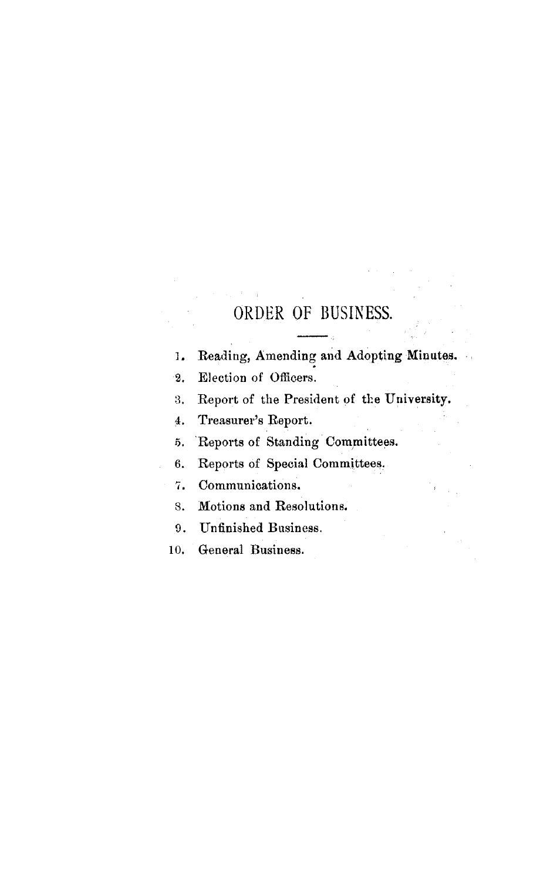# ORDER OF BUSINESS.

1. Reading, Amending and Adopting Minutes.
2. Election of Officers.
3. Report of the President of the University.
4. Treasurer's Report.
5. Reports of Standing Committees.
6. Reports of Special Committees.
7. Communications.
8. Motions and Resolutions.
9. Unfinished Business.
10. General Business.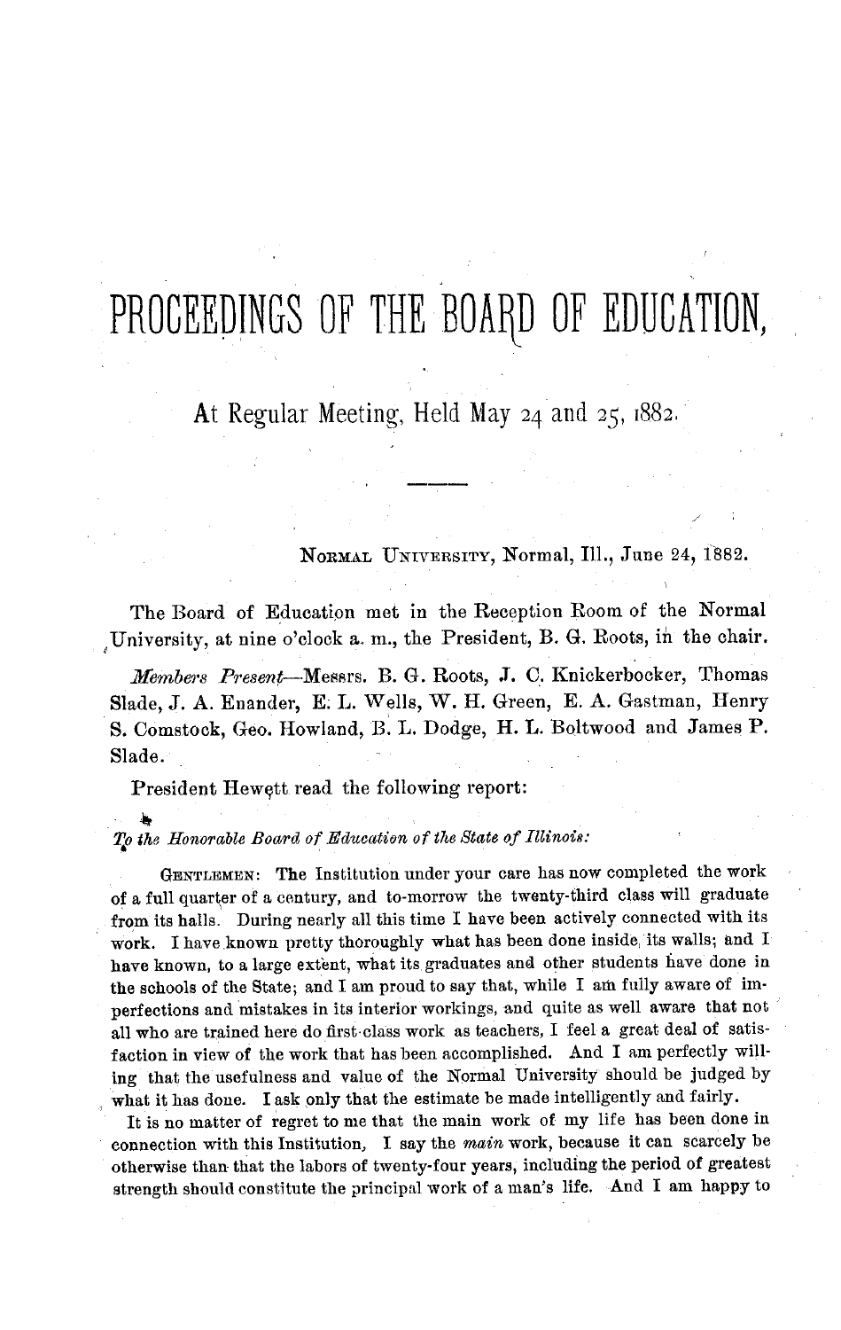# PROCEEDINGS OF THE BOARD OF EDUCATION,

## At Regular Meeting, Held May 24 and 25, 1882.

---

NORMAL UNIVERSITY, Normal, Ill., June 24, 1882.

The Board of Education met in the Reception Room of the Normal University, at nine o'clock a. m., the President, B. G. Roots, in the chair.

*Members Present*—Messrs. B. G. Roots, J. C. Knickerbocker, Thomas Slade, J. A. Enander, E. L. Wells, W. H. Green, E. A. Gastman, Henry S. Comstock, Geo. Howland, B. L. Dodge, H. L. Boltwood and James P. Slade.

President Hewett read the following report:

*To the Honorable Board of Education of the State of Illinois:*

GENTLEMEN: The Institution under your care has now completed the work of a full quarter of a century, and to-morrow the twenty-third class will graduate from its halls. During nearly all this time I have been actively connected with its work. I have known pretty thoroughly what has been done inside its walls; and I have known, to a large extent, what its graduates and other students have done in the schools of the State; and I am proud to say that, while I am fully aware of imperfections and mistakes in its interior workings, and quite as well aware that not all who are trained here do first-class work as teachers, I feel a great deal of satisfaction in view of the work that has been accomplished. And I am perfectly willing that the usefulness and value of the Normal University should be judged by what it has done. I ask only that the estimate be made intelligently and fairly.

It is no matter of regret to me that the main work of my life has been done in connection with this Institution, I say the *main* work, because it can scarcely be otherwise than that the labors of twenty-four years, including the period of greatest strength should constitute the principal work of a man's life. And I am happy to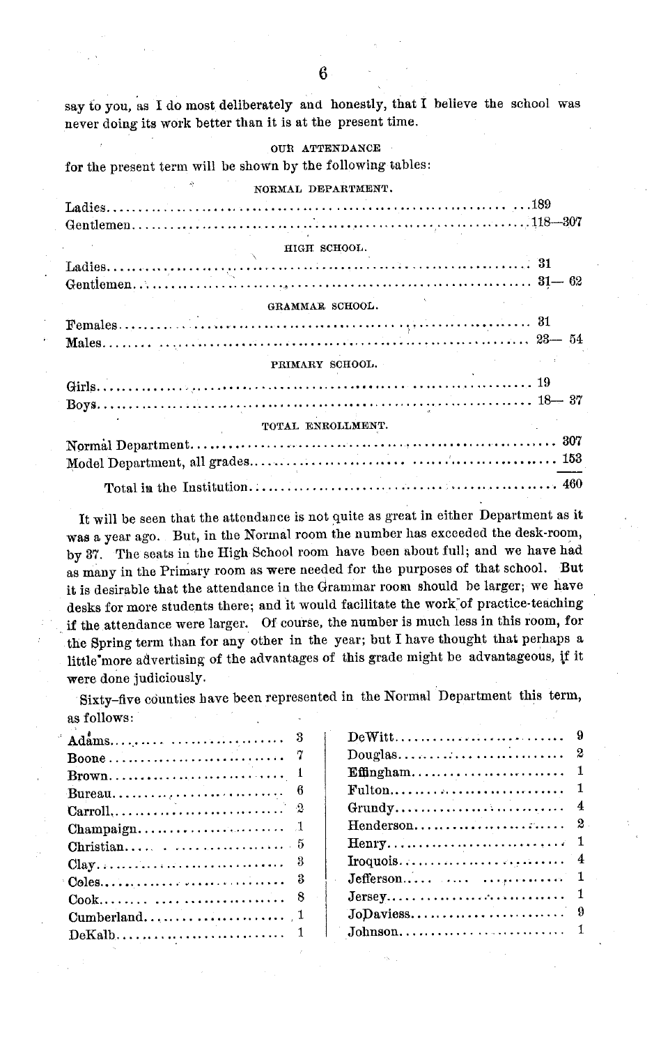say to you, as I do most deliberately and honestly, that I believe the school was never doing its work better than it is at the present time.

OUR ATTENDANCE

for the present term will be shown by the following tables:

NORMAL DEPARTMENT.

| | | |
|---|---|---|
| Ladies | 189 | |
| Gentlemen | 118 | 307 |

HIGH SCHOOL.

| | | |
|---|---|---|
| Ladies | 31 | |
| Gentlemen | 31 | 62 |

GRAMMAR SCHOOL.

| | | |
|---|---|---|
| Females | 31 | |
| Males | 23 | 54 |

PRIMARY SCHOOL.

| | | |
|---|---|---|
| Girls | 19 | |
| Boys | 18 | 37 |

TOTAL ENROLLMENT.

| | |
|---|---|
| Normal Department | 307 |
| Model Department, all grades | 153 |
| Total in the Institution | 460 |

It will be seen that the attendance is not quite as great in either Department as it was a year ago. But, in the Normal room the number has exceeded the desk-room, by 37. The seats in the High School room have been about full; and we have had as many in the Primary room as were needed for the purposes of that school. But it is desirable that the attendance in the Grammar room should be larger; we have desks for more students there; and it would facilitate the work of practice-teaching if the attendance were larger. Of course, the number is much less in this room, for the Spring term than for any other in the year; but I have thought that perhaps a little more advertising of the advantages of this grade might be advantageous, if it were done judiciously.

Sixty-five counties have been represented in the Normal Department this term, as follows:

| County | Number | County | Number |
|---|---|---|---|
| Adams | 3 | DeWitt | 9 |
| Boone | 7 | Douglas | 2 |
| Brown | 1 | Effingham | 1 |
| Bureau | 6 | Fulton | 1 |
| Carroll | 2 | Grundy | 4 |
| Champaign | 1 | Henderson | 2 |
| Christian | 5 | Henry | 1 |
| Clay | 3 | Iroquois | 4 |
| Coles | 3 | Jefferson | 1 |
| Cook | 8 | Jersey | 1 |
| Cumberland | 1 | JoDaviess | 9 |
| DeKalb | 1 | Johnson | 1 |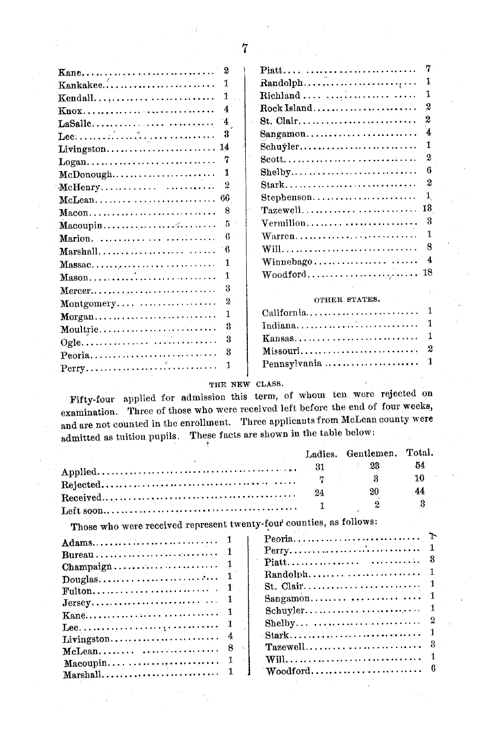| | |
|---|---|
| Kane | 2 |
| Kankakee | 1 |
| Kendall | 1 |
| Knox | 4 |
| LaSalle | 4 |
| Lee | 3 |
| Livingston | 14 |
| Logan | 7 |
| McDonough | 1 |
| McHenry | 2 |
| McLean | 66 |
| Macon | 8 |
| Macoupin | 5 |
| Marion | 6 |
| Marshall | 6 |
| Massac | 1 |
| Mason | 1 |
| Mercer | 3 |
| Montgomery | 2 |
| Morgan | 1 |
| Moultrie | 3 |
| Ogle | 3 |
| Peoria | 3 |
| Perry | 1 |
| Piatt | 7 |
| Randolph | 1 |
| Richland | 1 |
| Rock Island | 2 |
| St. Clair | 2 |
| Sangamon | 4 |
| Schuyler | 1 |
| Scott | 2 |
| Shelby | 6 |
| Stark | 2 |
| Stephenson | 1 |
| Tazewell | 13 |
| Vermilion | 3 |
| Warren | 1 |
| Will | 8 |
| Winnebago | 4 |
| Woodford | 18 |

OTHER STATES.

| | |
|---|---|
| California | 1 |
| Indiana | 1 |
| Kansas | 1 |
| Missouri | 2 |
| Pennsylvania | 1 |

THE NEW CLASS.

Fifty-four applied for admission this term, of whom ten were rejected on examination. Three of those who were received left before the end of four weeks, and are not counted in the enrollment. Three applicants from McLean county were admitted as tuition pupils. These facts are shown in the table below:

| | Ladies. | Gentlemen. | Total. |
|---|---|---|---|
| Applied | 31 | 23 | 54 |
| Rejected | 7 | 3 | 10 |
| Received | 24 | 20 | 44 |
| Left soon | 1 | 2 | 3 |

Those who were received represent twenty-four counties, as follows:

| | |
|---|---|
| Adams | 1 |
| Bureau | 1 |
| Champaign | 1 |
| Douglas | 1 |
| Fulton | 1 |
| Jersey | 1 |
| Kane | 1 |
| Lee | 1 |
| Livingston | 4 |
| McLean | 8 |
| Macoupin | 1 |
| Marshall | 1 |
| Peoria | 1 |
| Perry | 1 |
| Piatt | 3 |
| Randolph | 1 |
| St. Clair | 1 |
| Sangamon | 1 |
| Schuyler | 1 |
| Shelby | 2 |
| Stark | 1 |
| Tazewell | 3 |
| Will | 1 |
| Woodford | 6 |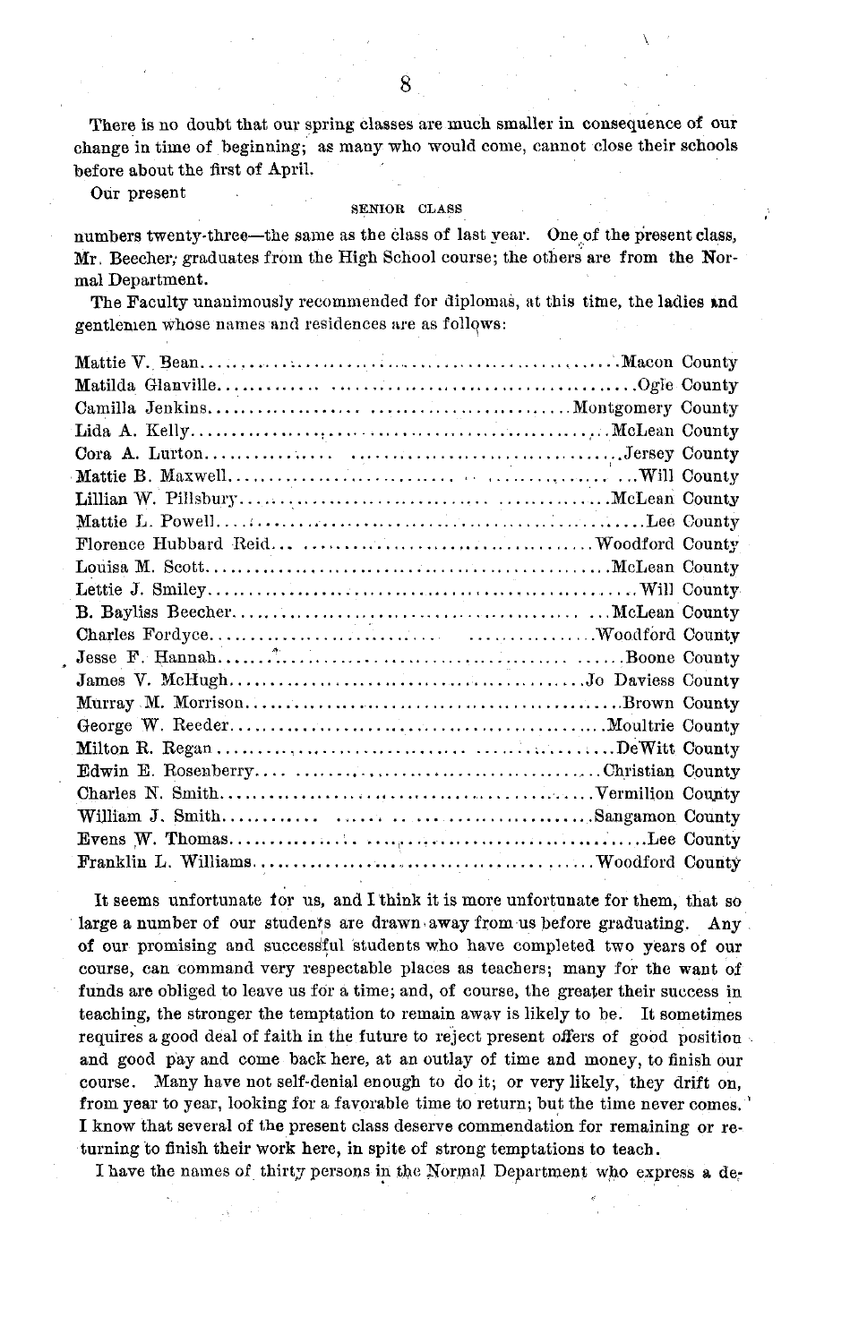There is no doubt that our spring classes are much smaller in consequence of our change in time of beginning; as many who would come, cannot close their schools before about the first of April.

Our present

SENIOR CLASS

numbers twenty-three—the same as the class of last year. One of the present class, Mr. Beecher, graduates from the High School course; the others are from the Normal Department.

The Faculty unanimously recommended for diplomas, at this time, the ladies and gentlemen whose names and residences are as follows:

| Name | Residence |
|---|---|
| Mattie V. Bean | Macon County |
| Matilda Glanville | Ogle County |
| Camilla Jenkins | Montgomery County |
| Lida A. Kelly | McLean County |
| Cora A. Lurton | Jersey County |
| Mattie B. Maxwell | Will County |
| Lillian W. Pillsbury | McLean County |
| Mattie L. Powell | Lee County |
| Florence Hubbard Reid | Woodford County |
| Louisa M. Scott | McLean County |
| Lettie J. Smiley | Will County |
| B. Bayliss Beecher | McLean County |
| Charles Fordyce | Woodford County |
| Jesse F. Hannah | Boone County |
| James V. McHugh | Jo Daviess County |
| Murray M. Morrison | Brown County |
| George W. Reeder | Moultrie County |
| Milton R. Regan | DeWitt County |
| Edwin E. Rosenberry | Christian County |
| Charles N. Smith | Vermilion County |
| William J. Smith | Sangamon County |
| Evens W. Thomas | Lee County |
| Franklin L. Williams | Woodford County |

It seems unfortunate for us, and I think it is more unfortunate for them, that so large a number of our students are drawn away from us before graduating. Any of our promising and successful students who have completed two years of our course, can command very respectable places as teachers; many for the want of funds are obliged to leave us for a time; and, of course, the greater their success in teaching, the stronger the temptation to remain away is likely to be. It sometimes requires a good deal of faith in the future to reject present offers of good position and good pay and come back here, at an outlay of time and money, to finish our course. Many have not self-denial enough to do it; or very likely, they drift on, from year to year, looking for a favorable time to return; but the time never comes. I know that several of the present class deserve commendation for remaining or returning to finish their work here, in spite of strong temptations to teach.

I have the names of thirty persons in the Normal Department who express a de-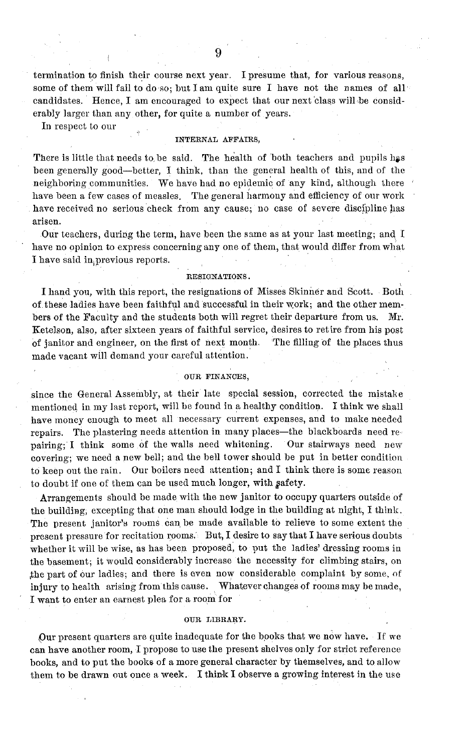termination to finish their course next year. I presume that, for various reasons, some of them will fail to do so; but I am quite sure I have not the names of all candidates. Hence, I am encouraged to expect that our next class will be considerably larger than any other, for quite a number of years.

In respect to our

### INTERNAL AFFAIRS,

There is little that needs to be said. The health of both teachers and pupils has been generally good—better, I think, than the general health of this, and of the neighboring communities. We have had no epidemic of any kind, although there have been a few cases of measles. The general harmony and efficiency of our work have received no serious check from any cause; no case of severe discipline has arisen.

Our teachers, during the term, have been the same as at your last meeting; and I have no opinion to express concerning any one of them, that would differ from what I have said in previous reports.

### RESIGNATIONS.

I hand you, with this report, the resignations of Misses Skinner and Scott. Both of these ladies have been faithful and successful in their work; and the other members of the Faculty and the students both will regret their departure from us. Mr. Ketelson, also, after sixteen years of faithful service, desires to retire from his post of janitor and engineer, on the first of next month. The filling of the places thus made vacant will demand your careful attention.

### OUR FINANCES,

since the General Assembly, at their late special session, corrected the mistake mentioned in my last report, will be found in a healthy condition. I think we shall have money enough to meet all necessary current expenses, and to make needed repairs. The plastering needs attention in many places—the blackboards need repairing; I think some of the walls need whitening. Our stairways need new covering; we need a new bell; and the bell tower should be put in better condition to keep out the rain. Our boilers need attention; and I think there is some reason to doubt if one of them can be used much longer, with safety.

Arrangements should be made with the new janitor to occupy quarters outside of the building, excepting that one man should lodge in the building at night, I think. The present janitor's rooms can be made available to relieve to some extent the present pressure for recitation rooms. But, I desire to say that I have serious doubts whether it will be wise, as has been proposed, to put the ladies' dressing rooms in the basement; it would considerably increase the necessity for climbing stairs, on the part of our ladies; and there is even now considerable complaint by some, of injury to health arising from this cause. Whatever changes of rooms may be made, I want to enter an earnest plea for a room for

### OUR LIBRARY.

Our present quarters are quite inadequate for the books that we now have. If we can have another room, I propose to use the present shelves only for strict reference books, and to put the books of a more general character by themselves, and to allow them to be drawn out once a week. I think I observe a growing interest in the use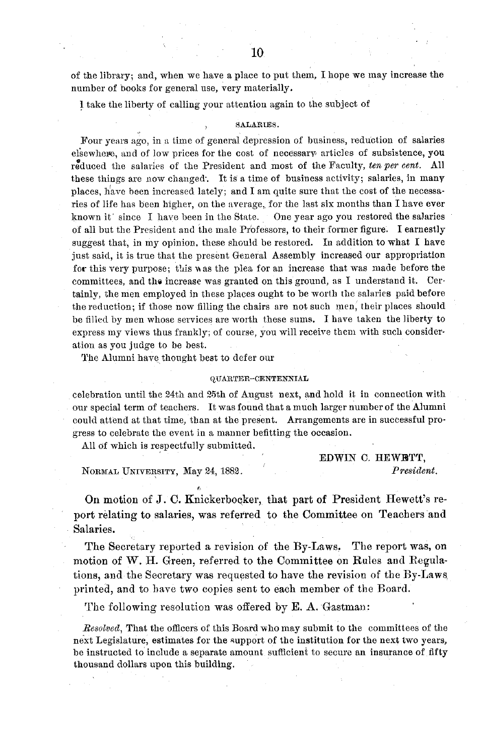of the library; and, when we have a place to put them, I hope we may increase the number of books for general use, very materially.

I take the liberty of calling your attention again to the subject of

### SALARIES.

Four years ago, in a time of general depression of business, reduction of salaries elsewhere, and of low prices for the cost of necessary articles of subsistence, you reduced the salaries of the President and most of the Faculty, *ten per cent.* All these things are now changed. It is a time of business activity; salaries, in many places, have been increased lately; and I am quite sure that the cost of the necessaries of life has been higher, on the average, for the last six months than I have ever known it since I have been in the State. One year ago you restored the salaries of all but the President and the male Professors, to their former figure. I earnestly suggest that, in my opinion, these should be restored. In addition to what I have just said, it is true that the present General Assembly increased our appropriation for this very purpose; this was the plea for an increase that was made before the committees, and the increase was granted on this ground, as I understand it. Certainly, the men employed in these places ought to be worth the salaries paid before the reduction; if those now filling the chairs are not such men, their places should be filled by men whose services are worth these sums. I have taken the liberty to express my views thus frankly; of course, you will receive them with such consideration as you judge to be best.

The Alumni have thought best to defer our

### QUARTER-CENTENNIAL

celebration until the 24th and 25th of August next, and hold it in connection with our special term of teachers. It was found that a much larger number of the Alumni could attend at that time, than at the present. Arrangements are in successful progress to celebrate the event in a manner befitting the occasion.

All of which is respectfully submitted.

EDWIN C. HEWETT,
*President.*

NORMAL UNIVERSITY, May 24, 1882.

On motion of J. C. Knickerbocker, that part of President Hewett's report relating to salaries, was referred to the Committee on Teachers and Salaries.

The Secretary reported a revision of the By-Laws. The report was, on motion of W. H. Green, referred to the Committee on Rules and Regulations, and the Secretary was requested to have the revision of the By-Laws printed, and to have two copies sent to each member of the Board.

The following resolution was offered by E. A. Gastman:

*Resolved*, That the officers of this Board who may submit to the committees of the next Legislature, estimates for the support of the institution for the next two years, be instructed to include a separate amount sufficient to secure an insurance of fifty thousand dollars upon this building.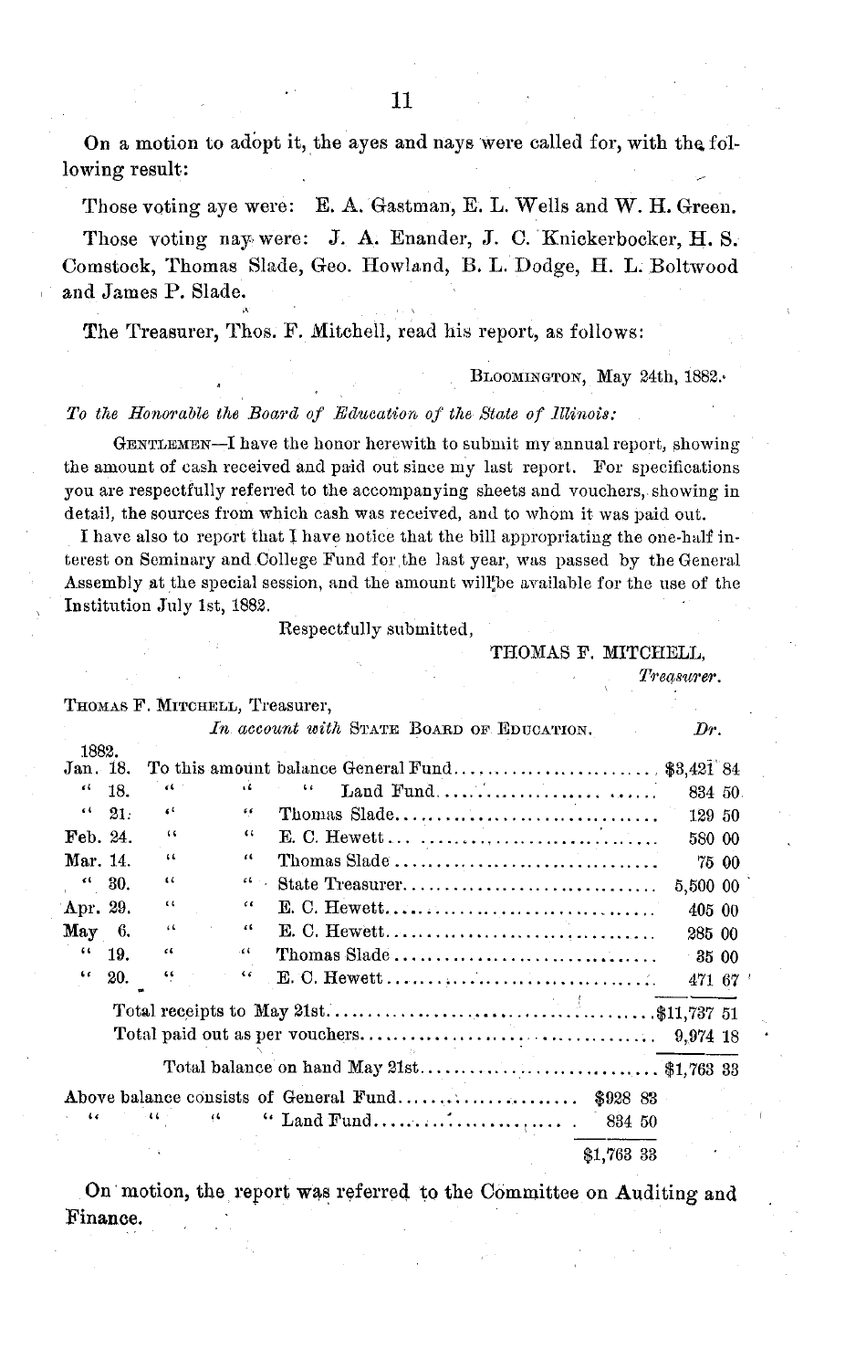On a motion to adopt it, the ayes and nays were called for, with the following result:

Those voting aye were: E. A. Gastman, E. L. Wells and W. H. Green.

Those voting nay were: J. A. Enander, J. C. Knickerbocker, H. S. Comstock, Thomas Slade, Geo. Howland, B. L. Dodge, H. L. Boltwood and James P. Slade.

The Treasurer, Thos. F. Mitchell, read his report, as follows:

BLOOMINGTON, May 24th, 1882.

*To the Honorable the Board of Education of the State of Illinois:*

GENTLEMEN—I have the honor herewith to submit my annual report, showing the amount of cash received and paid out since my last report. For specifications you are respectfully referred to the accompanying sheets and vouchers, showing in detail, the sources from which cash was received, and to whom it was paid out.

I have also to report that I have notice that the bill appropriating the one-half interest on Seminary and College Fund for the last year, was passed by the General Assembly at the special session, and the amount will be available for the use of the Institution July 1st, 1882.

Respectfully submitted,

THOMAS F. MITCHELL,
*Treasurer.*

THOMAS F. MITCHELL, Treasurer,
*In account with* STATE BOARD OF EDUCATION. *Dr.*

| 1882. | | |
|---|---|---|
| Jan. 18. | To this amount balance General Fund | $3,421 84 |
| " 18. | " " " Land Fund | 834 50 |
| " 21. | " " Thomas Slade | 129 50 |
| Feb. 24. | " " E. C. Hewett | 580 00 |
| Mar. 14. | " " Thomas Slade | 75 00 |
| " 30. | " " State Treasurer | 5,500 00 |
| Apr. 29. | " " E. C. Hewett | 405 00 |
| May 6. | " " E. C. Hewett | 285 00 |
| " 19. | " " Thomas Slade | 35 00 |
| " 20. | " " E. C. Hewett | 471 67 |
| | Total receipts to May 21st | $11,737 51 |
| | Total paid out as per vouchers | 9,974 18 |
| | Total balance on hand May 21st | $1,763 33 |

| | |
|---|---|
| Above balance consists of General Fund | $928 83 |
| " " " " Land Fund | 834 50 |
| | $1,763 33 |

On motion, the report was referred to the Committee on Auditing and Finance.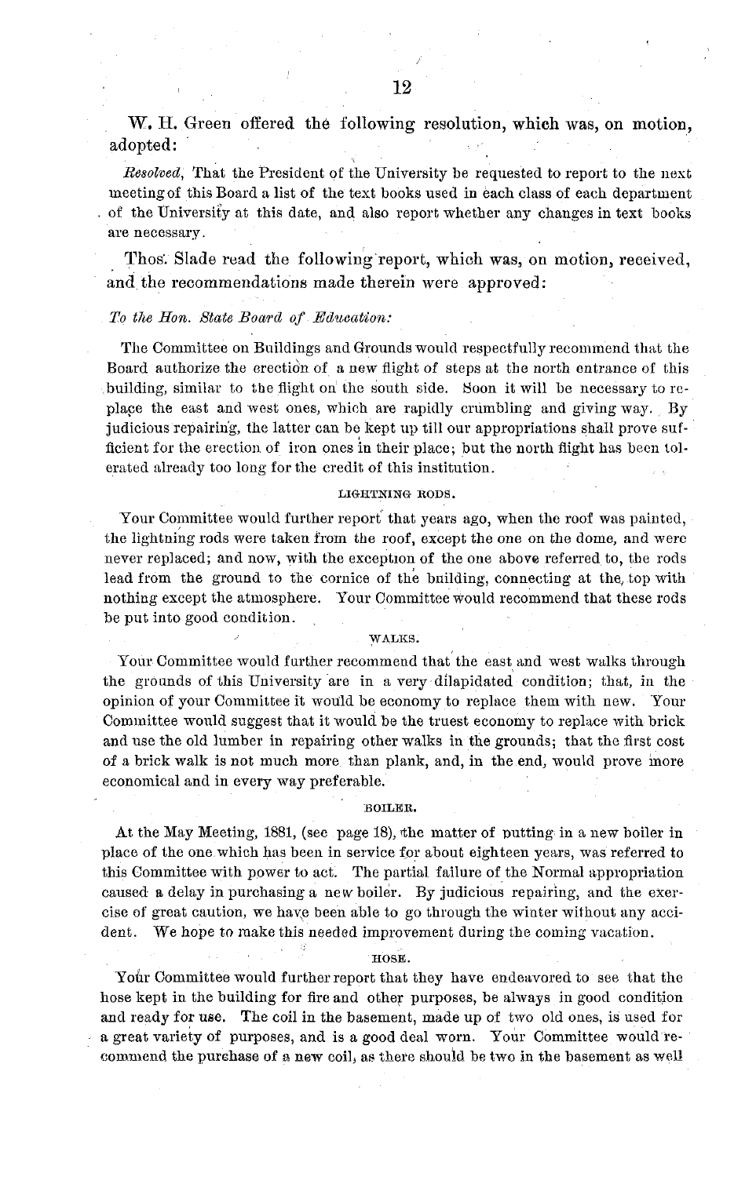W. H. Green offered the following resolution, which was, on motion, adopted:

*Resolved*, That the President of the University be requested to report to the next meeting of this Board a list of the text books used in each class of each department of the University at this date, and also report whether any changes in text books are necessary.

Thos. Slade read the following report, which was, on motion, received, and the recommendations made therein were approved:

*To the Hon. State Board of Education:*

The Committee on Buildings and Grounds would respectfully recommend that the Board authorize the erection of a new flight of steps at the north entrance of this building, similar to the flight on the south side. Soon it will be necessary to replace the east and west ones, which are rapidly crumbling and giving way. By judicious repairing, the latter can be kept up till our appropriations shall prove sufficient for the erection of iron ones in their place; but the north flight has been tolerated already too long for the credit of this institution.

LIGHTNING RODS.

Your Committee would further report that years ago, when the roof was painted, the lightning rods were taken from the roof, except the one on the dome, and were never replaced; and now, with the exception of the one above referred to, the rods lead from the ground to the cornice of the building, connecting at the top with nothing except the atmosphere. Your Committee would recommend that these rods be put into good condition.

WALKS.

Your Committee would further recommend that the east and west walks through the grounds of this University are in a very dilapidated condition; that, in the opinion of your Committee it would be economy to replace them with new. Your Committee would suggest that it would be the truest economy to replace with brick and use the old lumber in repairing other walks in the grounds; that the first cost of a brick walk is not much more than plank, and, in the end, would prove more economical and in every way preferable.

BOILER.

At the May Meeting, 1881, (see page 18), the matter of putting in a new boiler in place of the one which has been in service for about eighteen years, was referred to this Committee with power to act. The partial failure of the Normal appropriation caused a delay in purchasing a new boiler. By judicious repairing, and the exercise of great caution, we have been able to go through the winter without any accident. We hope to make this needed improvement during the coming vacation.

HOSE.

Your Committee would further report that they have endeavored to see that the hose kept in the building for fire and other purposes, be always in good condition and ready for use. The coil in the basement, made up of two old ones, is used for a great variety of purposes, and is a good deal worn. Your Committee would recommend the purchase of a new coil, as there should be two in the basement as well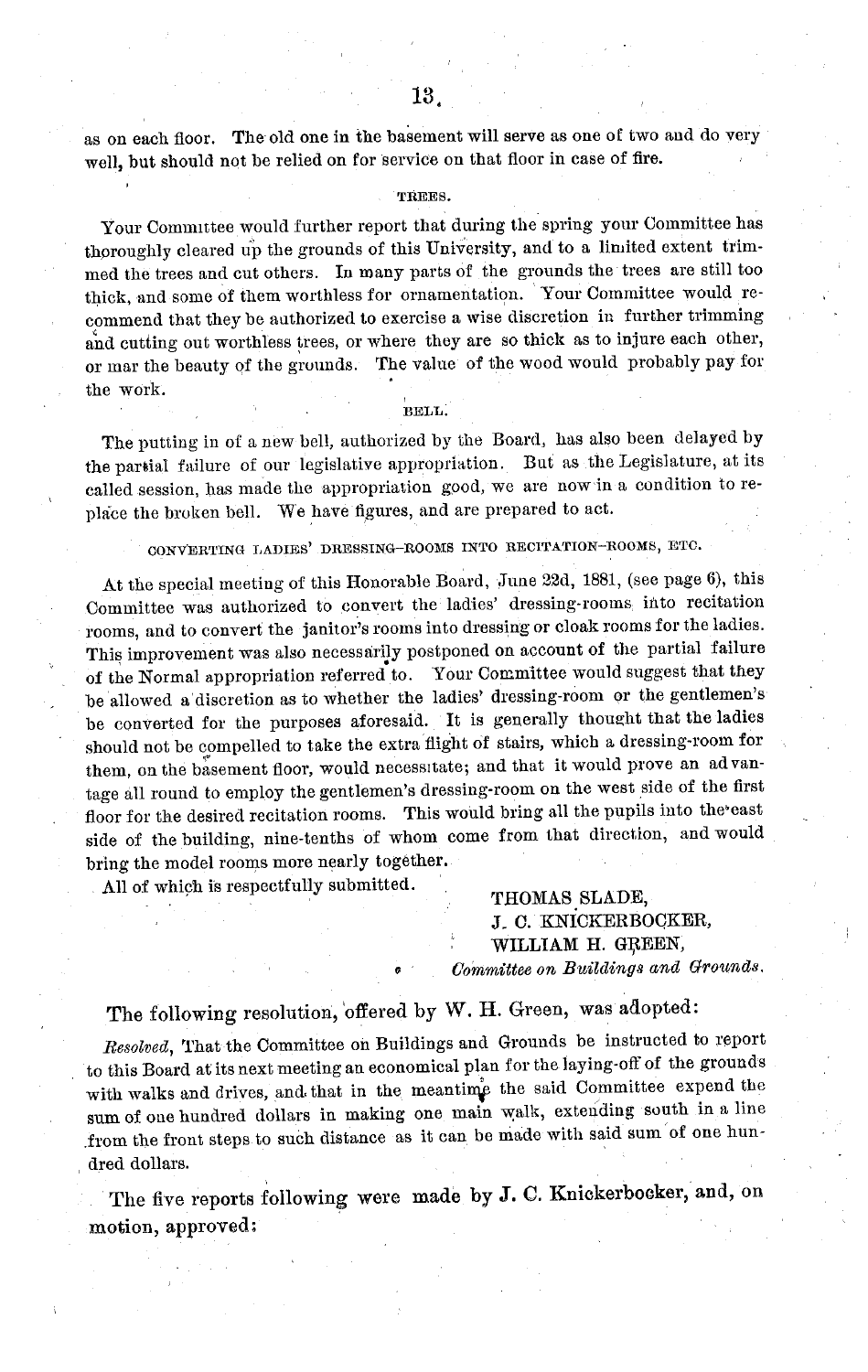as on each floor. The old one in the basement will serve as one of two and do very well, but should not be relied on for service on that floor in case of fire.

### TREES.

Your Committee would further report that during the spring your Committee has thoroughly cleared up the grounds of this University, and to a limited extent trimmed the trees and cut others. In many parts of the grounds the trees are still too thick, and some of them worthless for ornamentation. Your Committee would recommend that they be authorized to exercise a wise discretion in further trimming and cutting out worthless trees, or where they are so thick as to injure each other, or mar the beauty of the grounds. The value of the wood would probably pay for the work.

### BELL.

The putting in of a new bell, authorized by the Board, has also been delayed by the partial failure of our legislative appropriation. But as the Legislature, at its called session, has made the appropriation good, we are now in a condition to replace the broken bell. We have figures, and are prepared to act.

### CONVERTING LADIES' DRESSING-ROOMS INTO RECITATION-ROOMS, ETC.

At the special meeting of this Honorable Board, June 22d, 1881, (see page 6), this Committee was authorized to convert the ladies' dressing-rooms into recitation rooms, and to convert the janitor's rooms into dressing or cloak rooms for the ladies. This improvement was also necessarily postponed on account of the partial failure of the Normal appropriation referred to. Your Committee would suggest that they be allowed a discretion as to whether the ladies' dressing-room or the gentlemen's be converted for the purposes aforesaid. It is generally thought that the ladies should not be compelled to take the extra flight of stairs, which a dressing-room for them, on the basement floor, would necessitate; and that it would prove an advantage all round to employ the gentlemen's dressing-room on the west side of the first floor for the desired recitation rooms. This would bring all the pupils into the east side of the building, nine-tenths of whom come from that direction, and would bring the model rooms more nearly together.

All of which is respectfully submitted.

THOMAS SLADE,
J. C. KNICKERBOCKER,
WILLIAM H. GREEN,
*Committee on Buildings and Grounds.*

The following resolution, offered by W. H. Green, was adopted:

*Resolved*, That the Committee on Buildings and Grounds be instructed to report to this Board at its next meeting an economical plan for the laying-off of the grounds with walks and drives, and that in the meantime the said Committee expend the sum of one hundred dollars in making one main walk, extending south in a line from the front steps to such distance as it can be made with said sum of one hundred dollars.

The five reports following were made by J. C. Knickerbocker, and, on motion, approved: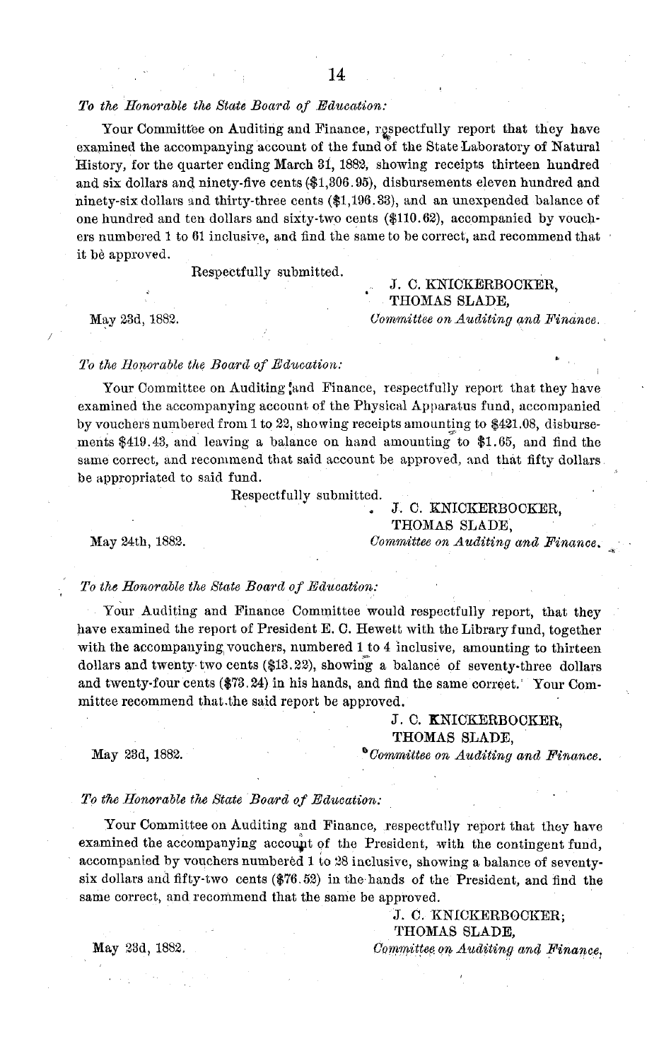*To the Honorable the State Board of Education:*

Your Committee on Auditing and Finance, respectfully report that they have examined the accompanying account of the fund of the State Laboratory of Natural History, for the quarter ending March 31, 1882, showing receipts thirteen hundred and six dollars and ninety-five cents ($1,306.95), disbursements eleven hundred and ninety-six dollars and thirty-three cents ($1,196.33), and an unexpended balance of one hundred and ten dollars and sixty-two cents ($110.62), accompanied by vouchers numbered 1 to 61 inclusive, and find the same to be correct, and recommend that it be approved.

Respectfully submitted.

J. C. KNICKERBOCKER,
THOMAS SLADE,
*Committee on Auditing and Finance.*

May 23d, 1882.

*To the Honorable the Board of Education:*

Your Committee on Auditing and Finance, respectfully report that they have examined the accompanying account of the Physical Apparatus fund, accompanied by vouchers numbered from 1 to 22, showing receipts amounting to $421.08, disbursements $419.43, and leaving a balance on hand amounting to $1.65, and find the same correct, and recommend that said account be approved, and that fifty dollars be appropriated to said fund.

Respectfully submitted.

J. C. KNICKERBOCKER,
THOMAS SLADE,
*Committee on Auditing and Finance.*

May 24th, 1882.

*To the Honorable the State Board of Education:*

Your Auditing and Finance Committee would respectfully report, that they have examined the report of President E. C. Hewett with the Library fund, together with the accompanying vouchers, numbered 1 to 4 inclusive, amounting to thirteen dollars and twenty-two cents ($13.22), showing a balance of seventy-three dollars and twenty-four cents ($73.24) in his hands, and find the same correct. Your Committee recommend that the said report be approved.

J. C. KNICKERBOCKER,
THOMAS SLADE,
*Committee on Auditing and Finance.*

May 23d, 1882.

*To the Honorable the State Board of Education:*

Your Committee on Auditing and Finance, respectfully report that they have examined the accompanying account of the President, with the contingent fund, accompanied by vouchers numbered 1 to 28 inclusive, showing a balance of seventy-six dollars and fifty-two cents ($76.52) in the hands of the President, and find the same correct, and recommend that the same be approved.

J. C. KNICKERBOCKER;
THOMAS SLADE,
*Committee on Auditing and Finance,*

May 23d, 1882.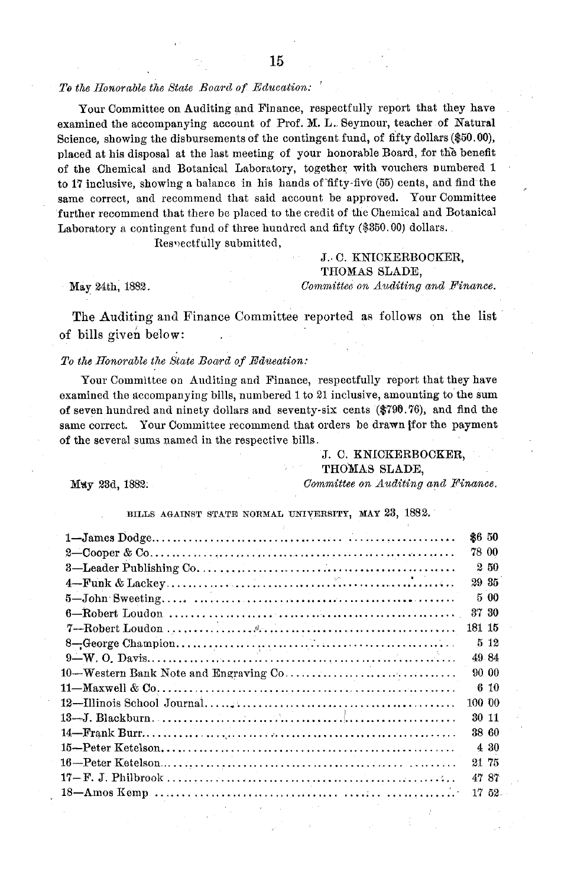*To the Honorable the State Board of Education:*

Your Committee on Auditing and Finance, respectfully report that they have examined the accompanying account of Prof. M. L. Seymour, teacher of Natural Science, showing the disbursements of the contingent fund, of fifty dollars ($50.00), placed at his disposal at the last meeting of your honorable Board, for the benefit of the Chemical and Botanical Laboratory, together with vouchers numbered 1 to 17 inclusive, showing a balance in his hands of fifty-five (55) cents, and find the same correct, and recommend that said account be approved. Your Committee further recommend that there be placed to the credit of the Chemical and Botanical Laboratory a contingent fund of three hundred and fifty ($350.00) dollars.

Respectfully submitted,

J. C. KNICKERBOCKER,
THOMAS SLADE,
*Committee on Auditing and Finance.*

May 24th, 1882.

The Auditing and Finance Committee reported as follows on the list of bills given below:

*To the Honorable the State Board of Education:*

Your Committee on Auditing and Finance, respectfully report that they have examined the accompanying bills, numbered 1 to 21 inclusive, amounting to the sum of seven hundred and ninety dollars and seventy-six cents ($790.76), and find the same correct. Your Committee recommend that orders be drawn for the payment of the several sums named in the respective bills.

J. C. KNICKERBOCKER,
THOMAS SLADE,
*Committee on Auditing and Finance.*

May 23d, 1882.

BILLS AGAINST STATE NORMAL UNIVERSITY, MAY 23, 1882.

| | |
|---|---|
| 1—James Dodge | $6 50 |
| 2—Cooper & Co | 78 00 |
| 3—Leader Publishing Co | 2 50 |
| 4—Funk & Lackey | 29 35 |
| 5—John Sweeting | 5 00 |
| 6—Robert Loudon | 37 30 |
| 7—Robert Loudon | 181 15 |
| 8—George Champion | 5 12 |
| 9—W. O. Davis | 49 84 |
| 10—Western Bank Note and Engraving Co | 90 00 |
| 11—Maxwell & Co | 6 10 |
| 12—Illinois School Journal | 100 00 |
| 13—J. Blackburn | 30 11 |
| 14—Frank Burr | 38 60 |
| 15—Peter Ketelson | 4 30 |
| 16—Peter Ketelson | 21 75 |
| 17—F. J. Philbrook | 47 87 |
| 18—Amos Kemp | 17 52 |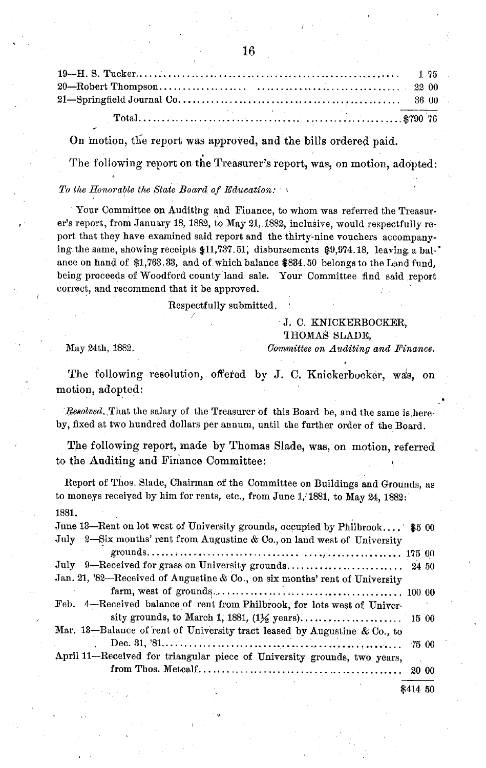| | |
|---|---|
| 19—H. S. Tucker | 1 75 |
| 20—Robert Thompson | 22 00 |
| 21—Springfield Journal Co | 36 00 |
| Total | $790 76 |

On motion, the report was approved, and the bills ordered paid.

The following report on the Treasurer's report, was, on motion, adopted:

*To the Honorable the State Board of Education:*

Your Committee on Auditing and Finance, to whom was referred the Treasurer's report, from January 18, 1882, to May 21, 1882, inclusive, would respectfully report that they have examined said report and the thirty-nine vouchers accompanying the same, showing receipts $11,737.51, disbursements $9,974.18, leaving a balance on hand of $1,763.33, and of which balance $834.50 belongs to the Land fund, being proceeds of Woodford county land sale. Your Committee find said report correct, and recommend that it be approved.

Respectfully submitted.

J. C. KNICKERBOCKER,
THOMAS SLADE,
*Committee on Auditing and Finance.*

May 24th, 1882.

The following resolution, offered by J. C. Knickerbocker, was, on motion, adopted:

*Resolved*, That the salary of the Treasurer of this Board be, and the same is hereby, fixed at two hundred dollars per annum, until the further order of the Board.

The following report, made by Thomas Slade, was, on motion, referred to the Auditing and Finance Committee:

Report of Thos. Slade, Chairman of the Committee on Buildings and Grounds, as to moneys received by him for rents, etc., from June 1, 1881, to May 24, 1882:

| 1881. | |
|---|---|
| June 13—Rent on lot west of University grounds, occupied by Philbrook | $5 00 |
| July 2—Six months' rent from Augustine & Co., on land west of University grounds | 175 00 |
| July 9—Received for grass on University grounds | 24 50 |
| Jan. 21, '82—Received of Augustine & Co., on six months' rent of University farm, west of grounds | 100 00 |
| Feb. 4—Received balance of rent from Philbrook, for lots west of University grounds, to March 1, 1881, (1½ years) | 15 00 |
| Mar. 13—Balance of rent of University tract leased by Augustine & Co., to Dec. 31, '81 | 75 00 |
| April 11—Received for triangular piece of University grounds, two years, from Thos. Metcalf | 20 00 |
| | $414 50 |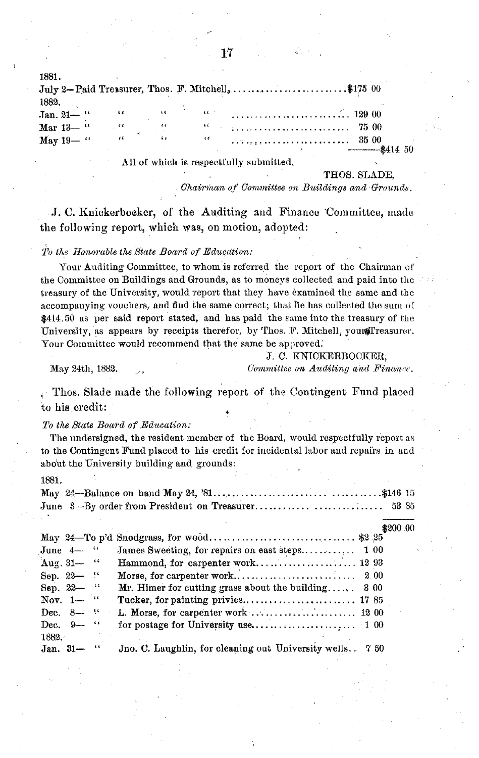1881.

| | | |
|---|---|---|
| July 2—Paid Treasurer, Thos. F. Mitchell | $175 00 | |
| 1882. | | |
| Jan. 21— " " " " | 129 00 | |
| Mar 13— " " " " | 75 00 | |
| May 19— " " " " | 35 00 | |
| | | $414 50 |

All of which is respectfully submitted,

THOS. SLADE,
*Chairman of Committee on Buildings and Grounds.*

J. C. Knickerbocker, of the Auditing and Finance Committee, made the following report, which was, on motion, adopted:

*To the Honorable the State Board of Education:*

Your Auditing Committee, to whom is referred the report of the Chairman of the Committee on Buildings and Grounds, as to moneys collected and paid into the treasury of the University, would report that they have examined the same and the accompanying vouchers, and find the same correct; that he has collected the sum of $414.50 as per said report stated, and has paid the same into the treasury of the University, as appears by receipts therefor, by Thos. F. Mitchell, your Treasurer. Your Committee would recommend that the same be approved.

J. C. KNICKERBOCKER,
*Committee on Auditing and Finance.*

May 24th, 1882.

Thos. Slade made the following report of the Contingent Fund placed to his credit:

*To the State Board of Education:*

The undersigned, the resident member of the Board, would respectfully report as to the Contingent Fund placed to his credit for incidental labor and repairs in and about the University building and grounds:

1881.

| | | |
|---|---|---|
| May 24—Balance on hand May 24, '81 | | $146 15 |
| June 3—By order from President on Treasurer | | 53 85 |
| | | $200 00 |
| May 24—To p'd Snodgrass, for wood | $2 25 | |
| June 4— " James Sweeting, for repairs on east steps | 1 00 | |
| Aug. 31— " Hammond, for carpenter work | 12 93 | |
| Sep. 22— " Morse, for carpenter work | 2 00 | |
| Sep. 22— " Mr. Himer for cutting grass about the building | 3 00 | |
| Nov. 1— " Tucker, for painting privies | 17 85 | |
| Dec. 8— " L. Morse, for carpenter work | 12 00 | |
| Dec. 9— " for postage for University use | 1 00 | |
| 1882. | | |
| Jan. 31— " Jno. C. Laughlin, for cleaning out University wells | 7 50 | |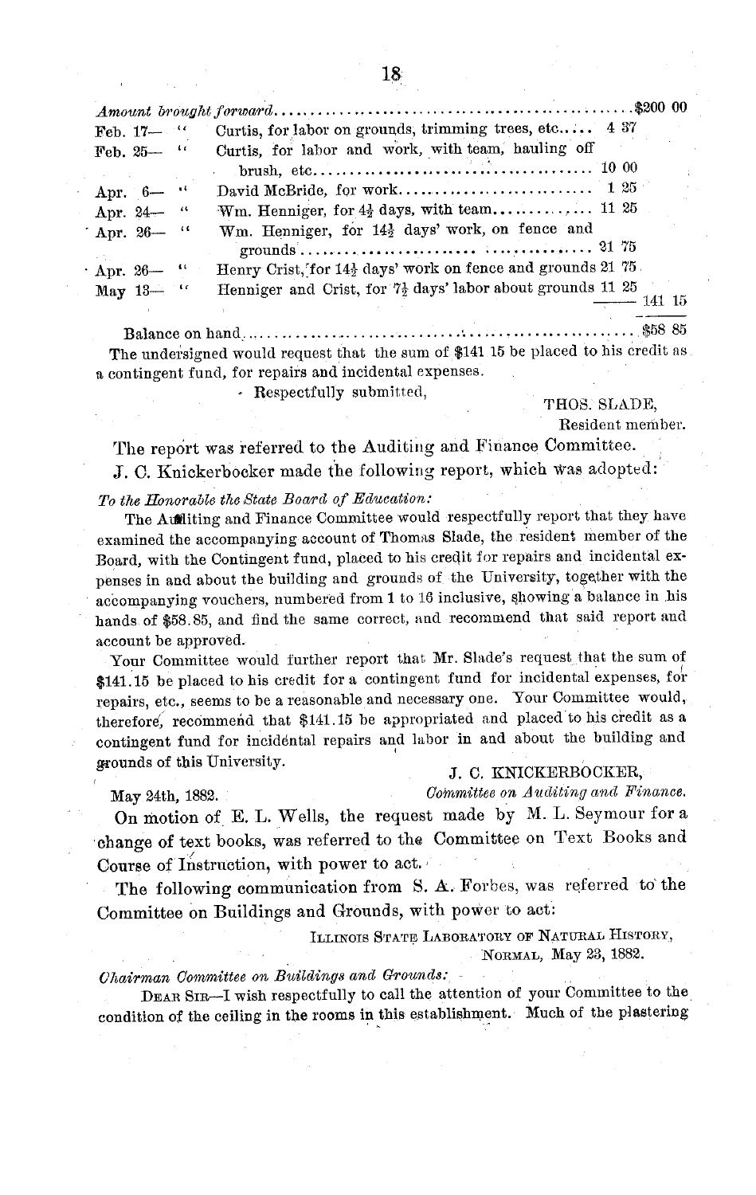| | | | |
|---|---|---|---|
| *Amount brought forward* | | | $200 00 |
| Feb. 17— | " | Curtis, for labor on grounds, trimming trees, etc. | 4 37 | |
| Feb. 25— | " | Curtis, for labor and work, with team, hauling off brush, etc. | 10 00 | |
| Apr. 6— | " | David McBride, for work | 1 25 | |
| Apr. 24— | " | Wm. Henniger, for 4½ days, with team | 11 25 | |
| Apr. 26— | " | Wm. Henniger, for 14½ days' work, on fence and grounds | 21 75 | |
| Apr. 26— | " | Henry Crist, for 14½ days' work on fence and grounds | 21 75 | |
| May 13— | " | Henniger and Crist, for 7½ days' labor about grounds | 11 25 | 141 15 |

Balance on hand .......... $58 85

The undersigned would request that the sum of $141 15 be placed to his credit as a contingent fund, for repairs and incidental expenses.

Respectfully submitted,

THOS. SLADE,
Resident member.

The report was referred to the Auditing and Finance Committee.

J. C. Knickerbocker made the following report, which was adopted:

*To the Honorable the State Board of Education:*

The Auditing and Finance Committee would respectfully report that they have examined the accompanying account of Thomas Slade, the resident member of the Board, with the Contingent fund, placed to his credit for repairs and incidental expenses in and about the building and grounds of the University, together with the accompanying vouchers, numbered from 1 to 16 inclusive, showing a balance in his hands of $58.85, and find the same correct, and recommend that said report and account be approved.

Your Committee would further report that Mr. Slade's request that the sum of $141.15 be placed to his credit for a contingent fund for incidental expenses, for repairs, etc., seems to be a reasonable and necessary one. Your Committee would, therefore, recommend that $141.15 be appropriated and placed to his credit as a contingent fund for incidental repairs and labor in and about the building and grounds of this University.

J. C. KNICKERBOCKER,
*Committee on Auditing and Finance.*

May 24th, 1882.

On motion of E. L. Wells, the request made by M. L. Seymour for a change of text books, was referred to the Committee on Text Books and Course of Instruction, with power to act.

The following communication from S. A. Forbes, was referred to the Committee on Buildings and Grounds, with power to act:

ILLINOIS STATE LABORATORY OF NATURAL HISTORY,
NORMAL, May 23, 1882.

*Chairman Committee on Buildings and Grounds:*

DEAR SIR—I wish respectfully to call the attention of your Committee to the condition of the ceiling in the rooms in this establishment. Much of the plastering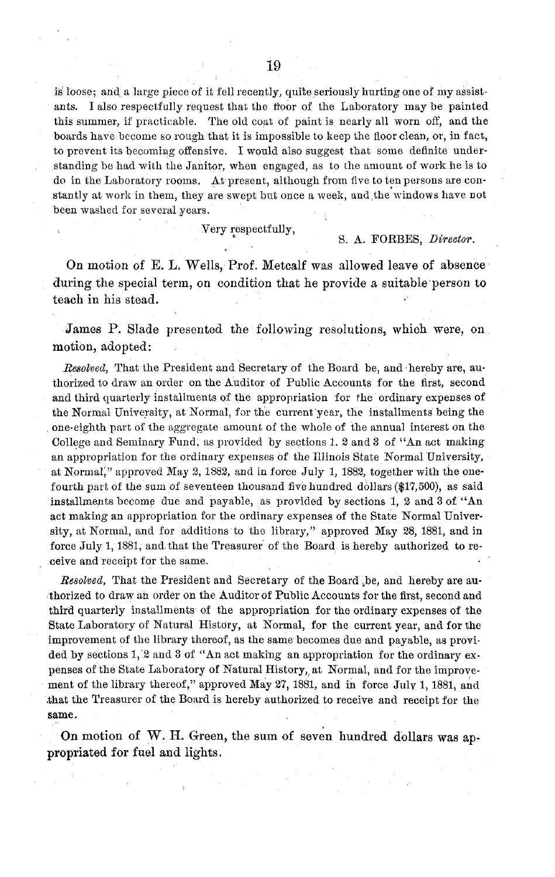is loose; and a large piece of it fell recently, quite seriously hurting one of my assistants. I also respectfully request that the floor of the Laboratory may be painted this summer, if practicable. The old coat of paint is nearly all worn off, and the boards have become so rough that it is impossible to keep the floor clean, or, in fact, to prevent its becoming offensive. I would also suggest that some definite understanding be had with the Janitor, when engaged, as to the amount of work he is to do in the Laboratory rooms. At present, although from five to ten persons are constantly at work in them, they are swept but once a week, and the windows have not been washed for several years.

Very respectfully,

S. A. FORBES, *Director*.

On motion of E. L. Wells, Prof. Metcalf was allowed leave of absence during the special term, on condition that he provide a suitable person to teach in his stead.

James P. Slade presented the following resolutions, which were, on motion, adopted:

*Resolved*, That the President and Secretary of the Board be, and hereby are, authorized to draw an order on the Auditor of Public Accounts for the first, second and third quarterly installments of the appropriation for the ordinary expenses of the Normal University, at Normal, for the current year, the installments being the one-eighth part of the aggregate amount of the whole of the annual interest on the College and Seminary Fund, as provided by sections 1. 2 and 3 of "An act making an appropriation for the ordinary expenses of the Illinois State Normal University, at Normal," approved May 2, 1882, and in force July 1, 1882, together with the one-fourth part of the sum of seventeen thousand five hundred dollars ($17,500), as said installments become due and payable, as provided by sections 1, 2 and 3 of "An act making an appropriation for the ordinary expenses of the State Normal University, at Normal, and for additions to the library," approved May 28, 1881, and in force July 1, 1881, and that the Treasurer of the Board is hereby authorized to receive and receipt for the same.

*Resolved*, That the President and Secretary of the Board be, and hereby are authorized to draw an order on the Auditor of Public Accounts for the first, second and third quarterly installments of the appropriation for the ordinary expenses of the State Laboratory of Natural History, at Normal, for the current year, and for the improvement of the library thereof, as the same becomes due and payable, as provided by sections 1, 2 and 3 of "An act making an appropriation for the ordinary expenses of the State Laboratory of Natural History, at Normal, and for the improvement of the library thereof," approved May 27, 1881, and in force July 1, 1881, and that the Treasurer of the Board is hereby authorized to receive and receipt for the same.

On motion of W. H. Green, the sum of seven hundred dollars was appropriated for fuel and lights.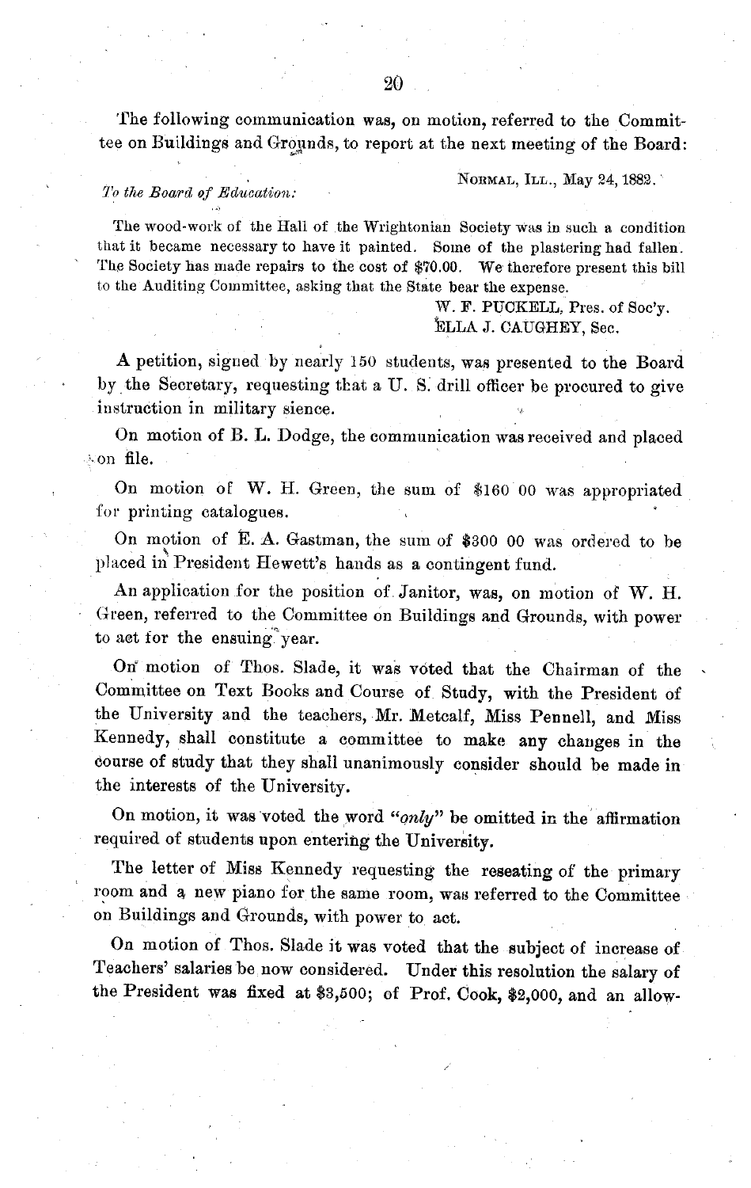The following communication was, on motion, referred to the Committee on Buildings and Grounds, to report at the next meeting of the Board:

NORMAL, ILL., May 24, 1882.

*To the Board of Education:*

The wood-work of the Hall of the Wrightonian Society was in such a condition that it became necessary to have it painted. Some of the plastering had fallen. The Society has made repairs to the cost of $70.00. We therefore present this bill to the Auditing Committee, asking that the State bear the expense.

W. F. PUCKELL, Pres. of Soc'y.
ELLA J. CAUGHEY, Sec.

A petition, signed by nearly 150 students, was presented to the Board by the Secretary, requesting that a U. S. drill officer be procured to give instruction in military sience.

On motion of B. L. Dodge, the communication was received and placed on file.

On motion of W. H. Green, the sum of $160 00 was appropriated for printing catalogues.

On motion of E. A. Gastman, the sum of $300 00 was ordered to be placed in President Hewett's hands as a contingent fund.

An application for the position of Janitor, was, on motion of W. H. Green, referred to the Committee on Buildings and Grounds, with power to act for the ensuing year.

On motion of Thos. Slade, it was voted that the Chairman of the Committee on Text Books and Course of Study, with the President of the University and the teachers, Mr. Metcalf, Miss Pennell, and Miss Kennedy, shall constitute a committee to make any changes in the course of study that they shall unanimously consider should be made in the interests of the University.

On motion, it was voted the word "*only*" be omitted in the affirmation required of students upon entering the University.

The letter of Miss Kennedy requesting the reseating of the primary room and a new piano for the same room, was referred to the Committee on Buildings and Grounds, with power to act.

On motion of Thos. Slade it was voted that the subject of increase of Teachers' salaries be now considered. Under this resolution the salary of the President was fixed at $3,500; of Prof. Cook, $2,000, and an allow-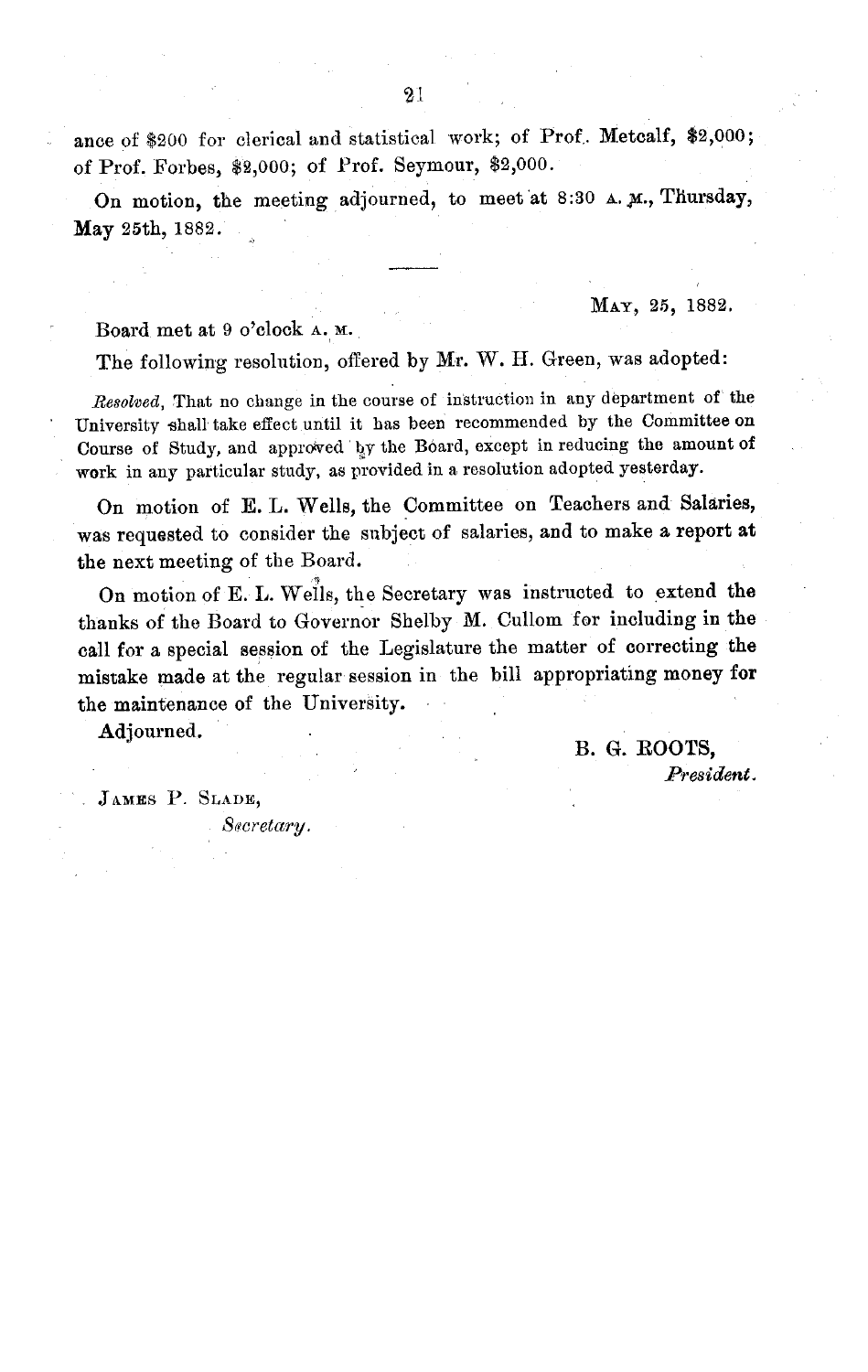ance of $200 for clerical and statistical work; of Prof. Metcalf, $2,000; of Prof. Forbes, $2,000; of Prof. Seymour, $2,000.

On motion, the meeting adjourned, to meet at 8:30 A. M., Thursday, May 25th, 1882.

---

MAY, 25, 1882.

Board met at 9 o'clock A. M.

The following resolution, offered by Mr. W. H. Green, was adopted:

*Resolved*, That no change in the course of instruction in any department of the University shall take effect until it has been recommended by the Committee on Course of Study, and approved by the Board, except in reducing the amount of work in any particular study, as provided in a resolution adopted yesterday.

On motion of E. L. Wells, the Committee on Teachers and Salaries, was requested to consider the subject of salaries, and to make a report at the next meeting of the Board.

On motion of E. L. Wells, the Secretary was instructed to extend the thanks of the Board to Governor Shelby M. Cullom for including in the call for a special session of the Legislature the matter of correcting the mistake made at the regular session in the bill appropriating money for the maintenance of the University.

Adjourned.

B. G. ROOTS,
*President.*

JAMES P. SLADE,
*Secretary.*